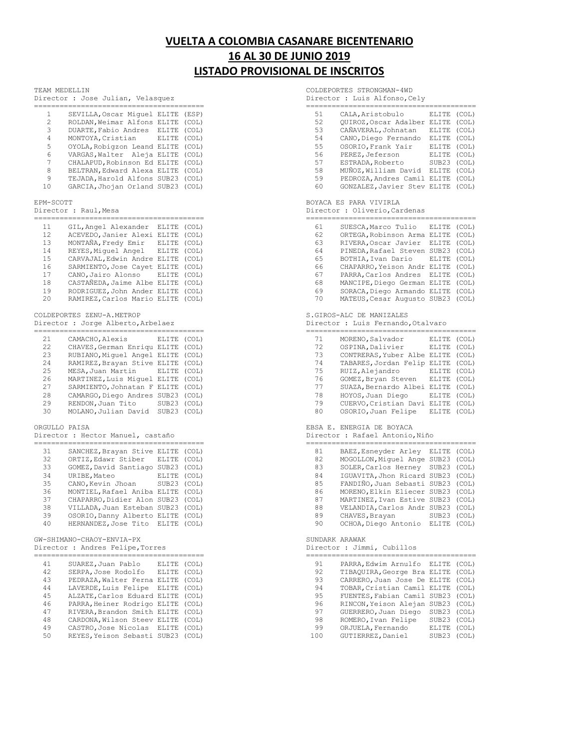# VUELTA A COLOMBIA CASANARE BICENTENARIO
## 16 AL 30 DE JUNIO 2019
## LISTADO PROVISIONAL DE INSCRITOS

TEAM MEDELLIN
Director : Jose Julian, Velasquez

| | | | |
|---|---|---|---|
| 1 | SEVILLA,Oscar Miguel | ELITE | (ESP) |
| 2 | ROLDAN,Weimar Alfons | ELITE | (COL) |
| 3 | DUARTE,Fabio Andres | ELITE | (COL) |
| 4 | MONTOYA,Cristian | ELITE | (COL) |
| 5 | OYOLA,Robigzon Leand | ELITE | (COL) |
| 6 | VARGAS,Walter Aleja | ELITE | (COL) |
| 7 | CHALAPUD,Robinson Ed | ELITE | (COL) |
| 8 | BELTRAN,Edward Alexa | ELITE | (COL) |
| 9 | TEJADA,Harold Alfons | SUB23 | (COL) |
| 10 | GARCIA,Jhojan Orland | SUB23 | (COL) |

EPM-SCOTT
Director : Raul,Mesa

| | | | |
|---|---|---|---|
| 11 | GIL,Angel Alexander | ELITE | (COL) |
| 12 | ACEVEDO,Janier Alexi | ELITE | (COL) |
| 13 | MONTAÑA,Fredy Emir | ELITE | (COL) |
| 14 | REYES,Miguel Angel | ELITE | (COL) |
| 15 | CARVAJAL,Edwin Andre | ELITE | (COL) |
| 16 | SARMIENTO,Jose Cayet | ELITE | (COL) |
| 17 | CANO,Jairo Alonso | ELITE | (COL) |
| 18 | CASTAÑEDA,Jaime Albe | ELITE | (COL) |
| 19 | RODRIGUEZ,John Ander | ELITE | (COL) |
| 20 | RAMIREZ,Carlos Mario | ELITE | (COL) |

COLDEPORTES ZENU-A.METROP
Director : Jorge Alberto,Arbelaez

| | | | |
|---|---|---|---|
| 21 | CAMACHO,Alexis | ELITE | (COL) |
| 22 | CHAVES,German Enriqu | ELITE | (COL) |
| 23 | RUBIANO,Miguel Angel | ELITE | (COL) |
| 24 | RAMIREZ,Brayan Stive | ELITE | (COL) |
| 25 | MESA,Juan Martin | ELITE | (COL) |
| 26 | MARTINEZ,Luis Miguel | ELITE | (COL) |
| 27 | SARMIENTO,Johnatan F | ELITE | (COL) |
| 28 | CAMARGO,Diego Andres | SUB23 | (COL) |
| 29 | RENDON,Juan Tito | SUB23 | (COL) |
| 30 | MOLANO,Julian David | SUB23 | (COL) |

ORGULLO PAISA
Director : Hector Manuel, castaño

| | | | |
|---|---|---|---|
| 31 | SANCHEZ,Brayan Stive | ELITE | (COL) |
| 32 | ORTIZ,Edawr Stiber | ELITE | (COL) |
| 33 | GOMEZ,David Santiago | SUB23 | (COL) |
| 34 | URIBE,Mateo | ELITE | (COL) |
| 35 | CANO,Kevin Jhoan | SUB23 | (COL) |
| 36 | MONTIEL,Rafael Aniba | ELITE | (COL) |
| 37 | CHAPARRO,Didier Alon | SUB23 | (COL) |
| 38 | VILLADA,Juan Esteban | SUB23 | (COL) |
| 39 | OSORIO,Danny Alberto | ELITE | (COL) |
| 40 | HERNANDEZ,Jose Tito | ELITE | (COL) |

GW-SHIMANO-CHAOY-ENVIA-PX
Director : Andres Felipe,Torres

| | | | |
|---|---|---|---|
| 41 | SUAREZ,Juan Pablo | ELITE | (COL) |
| 42 | SERPA,Jose Rodolfo | ELITE | (COL) |
| 43 | PEDRAZA,Walter Ferna | ELITE | (COL) |
| 44 | LAVERDE,Luis Felipe | ELITE | (COL) |
| 45 | ALZATE,Carlos Eduard | ELITE | (COL) |
| 46 | PARRA,Heiner Rodrigo | ELITE | (COL) |
| 47 | RIVERA,Brandon Smith | ELITE | (COL) |
| 48 | CARDONA,Wilson Steev | ELITE | (COL) |
| 49 | CASTRO,Jose Nicolas | ELITE | (COL) |
| 50 | REYES,Yeison Sebasti | SUB23 | (COL) |

COLDEPORTES STRONGMAN-4WD
Director : Luis Alfonso,Cely

| | | | |
|---|---|---|---|
| 51 | CALA,Aristobulo | ELITE | (COL) |
| 52 | QUIROZ,Oscar Adalber | ELITE | (COL) |
| 53 | CAÑAVERAL,Johnatan | ELITE | (COL) |
| 54 | CANO,Diego Fernando | ELITE | (COL) |
| 55 | OSORIO,Frank Yair | ELITE | (COL) |
| 56 | PEREZ,Jeferson | ELITE | (COL) |
| 57 | ESTRADA,Roberto | SUB23 | (COL) |
| 58 | MUÑOZ,William David | ELITE | (COL) |
| 59 | PEDROZA,Andres Camil | ELITE | (COL) |
| 60 | GONZALEZ,Javier Stev | ELITE | (COL) |

BOYACA ES PARA VIVIRLA
Director : Oliverio,Cardenas

| | | | |
|---|---|---|---|
| 61 | SUESCA,Marco Tulio | ELITE | (COL) |
| 62 | ORTEGA,Robinson Arma | ELITE | (COL) |
| 63 | RIVERA,Oscar Javier | ELITE | (COL) |
| 64 | PINEDA,Rafael Steven | SUB23 | (COL) |
| 65 | BOTHIA,Ivan Dario | ELITE | (COL) |
| 66 | CHAPARRO,Yeison Andr | ELITE | (COL) |
| 67 | PARRA,Carlos Andres | ELITE | (COL) |
| 68 | MANCIPE,Diego German | ELITE | (COL) |
| 69 | SORACA,Diego Armando | ELITE | (COL) |
| 70 | MATEUS,Cesar Augusto | SUB23 | (COL) |

S.GIROS-ALC DE MANIZALES
Director : Luis Fernando,Otalvaro

| | | | |
|---|---|---|---|
| 71 | MORENO,Salvador | ELITE | (COL) |
| 72 | OSPINA,Dalivier | ELITE | (COL) |
| 73 | CONTRERAS,Yuber Albe | ELITE | (COL) |
| 74 | TABARES,Jordan Felip | ELITE | (COL) |
| 75 | RUIZ,Alejandro | ELITE | (COL) |
| 76 | GOMEZ,Bryan Steven | ELITE | (COL) |
| 77 | SUAZA,Bernardo Albei | ELITE | (COL) |
| 78 | HOYOS,Juan Diego | ELITE | (COL) |
| 79 | CUERVO,Cristian Davi | ELITE | (COL) |
| 80 | OSORIO,Juan Felipe | ELITE | (COL) |

EBSA E. ENERGIA DE BOYACA
Director : Rafael Antonio,Niño

| | | | |
|---|---|---|---|
| 81 | BAEZ,Esneyder Arley | ELITE | (COL) |
| 82 | MOGOLLON,Miguel Ange | SUB23 | (COL) |
| 83 | SOLER,Carlos Herney | SUB23 | (COL) |
| 84 | IGUAVITA,Jhon Ricard | SUB23 | (COL) |
| 85 | FANDIÑO,Juan Sebasti | SUB23 | (COL) |
| 86 | MORENO,Elkin Eliecer | SUB23 | (COL) |
| 87 | MARTINEZ,Ivan Estive | SUB23 | (COL) |
| 88 | VELANDIA,Carlos Andr | SUB23 | (COL) |
| 89 | CHAVES,Brayan | SUB23 | (COL) |
| 90 | OCHOA,Diego Antonio | ELITE | (COL) |

SUNDARK ARAWAK
Director : Jimmi, Cubillos

| | | | |
|---|---|---|---|
| 91 | PARRA,Edwim Arnulfo | ELITE | (COL) |
| 92 | TIBAQUIRA,George Bra | ELITE | (COL) |
| 93 | CARRERO,Juan Jose De | ELITE | (COL) |
| 94 | TOBAR,Cristian Camil | ELITE | (COL) |
| 95 | FUENTES,Fabian Camil | SUB23 | (COL) |
| 96 | RINCON,Yeison Alejan | SUB23 | (COL) |
| 97 | GUERRERO,Juan Diego | SUB23 | (COL) |
| 98 | ROMERO,Ivan Felipe | SUB23 | (COL) |
| 99 | ORJUELA,Fernando | ELITE | (COL) |
| 100 | GUTIERREZ,Daniel | SUB23 | (COL) |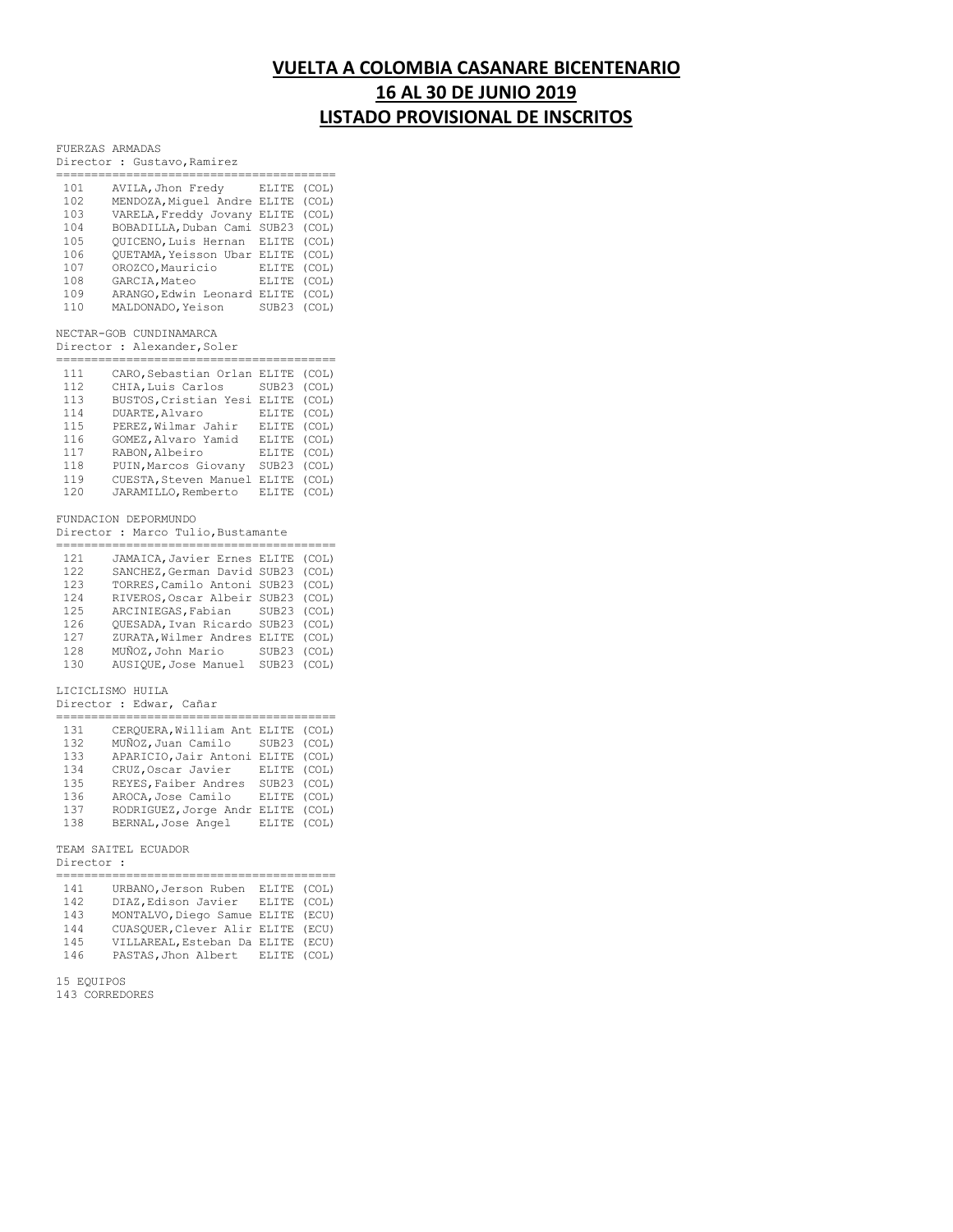# VUELTA A COLOMBIA CASANARE BICENTENARIO

## 16 AL 30 DE JUNIO 2019

## LISTADO PROVISIONAL DE INSCRITOS

FUERZAS ARMADAS
Director : Gustavo,Ramirez

| | | | |
|---|---|---|---|
| 101 | AVILA,Jhon Fredy | ELITE | (COL) |
| 102 | MENDOZA,Miguel Andre | ELITE | (COL) |
| 103 | VARELA,Freddy Jovany | ELITE | (COL) |
| 104 | BOBADILLA,Duban Cami | SUB23 | (COL) |
| 105 | QUICENO,Luis Hernan | ELITE | (COL) |
| 106 | QUETAMA,Yeisson Ubar | ELITE | (COL) |
| 107 | OROZCO,Mauricio | ELITE | (COL) |
| 108 | GARCIA,Mateo | ELITE | (COL) |
| 109 | ARANGO,Edwin Leonard | ELITE | (COL) |
| 110 | MALDONADO,Yeison | SUB23 | (COL) |

NECTAR-GOB CUNDINAMARCA
Director : Alexander,Soler

| | | | |
|---|---|---|---|
| 111 | CARO,Sebastian Orlan | ELITE | (COL) |
| 112 | CHIA,Luis Carlos | SUB23 | (COL) |
| 113 | BUSTOS,Cristian Yesi | ELITE | (COL) |
| 114 | DUARTE,Alvaro | ELITE | (COL) |
| 115 | PEREZ,Wilmar Jahir | ELITE | (COL) |
| 116 | GOMEZ,Alvaro Yamid | ELITE | (COL) |
| 117 | RABON,Albeiro | ELITE | (COL) |
| 118 | PUIN,Marcos Giovany | SUB23 | (COL) |
| 119 | CUESTA,Steven Manuel | ELITE | (COL) |
| 120 | JARAMILLO,Remberto | ELITE | (COL) |

FUNDACION DEPORMUNDO
Director : Marco Tulio,Bustamante

| | | | |
|---|---|---|---|
| 121 | JAMAICA,Javier Ernes | ELITE | (COL) |
| 122 | SANCHEZ,German David | SUB23 | (COL) |
| 123 | TORRES,Camilo Antoni | SUB23 | (COL) |
| 124 | RIVEROS,Oscar Albeir | SUB23 | (COL) |
| 125 | ARCINIEGAS,Fabian | SUB23 | (COL) |
| 126 | QUESADA,Ivan Ricardo | SUB23 | (COL) |
| 127 | ZURATA,Wilmer Andres | ELITE | (COL) |
| 128 | MUÑOZ,John Mario | SUB23 | (COL) |
| 130 | AUSIQUE,Jose Manuel | SUB23 | (COL) |

LICICLISMO HUILA
Director : Edwar, Cañar

| | | | |
|---|---|---|---|
| 131 | CERQUERA,William Ant | ELITE | (COL) |
| 132 | MUÑOZ,Juan Camilo | SUB23 | (COL) |
| 133 | APARICIO,Jair Antoni | ELITE | (COL) |
| 134 | CRUZ,Oscar Javier | ELITE | (COL) |
| 135 | REYES,Faiber Andres | SUB23 | (COL) |
| 136 | AROCA,Jose Camilo | ELITE | (COL) |
| 137 | RODRIGUEZ,Jorge Andr | ELITE | (COL) |
| 138 | BERNAL,Jose Angel | ELITE | (COL) |

TEAM SAITEL ECUADOR
Director :

| | | | |
|---|---|---|---|
| 141 | URBANO,Jerson Ruben | ELITE | (COL) |
| 142 | DIAZ,Edison Javier | ELITE | (COL) |
| 143 | MONTALVO,Diego Samue | ELITE | (ECU) |
| 144 | CUASQUER,Clever Alir | ELITE | (ECU) |
| 145 | VILLAREAL,Esteban Da | ELITE | (ECU) |
| 146 | PASTAS,Jhon Albert | ELITE | (COL) |

15 EQUIPOS
143 CORREDORES